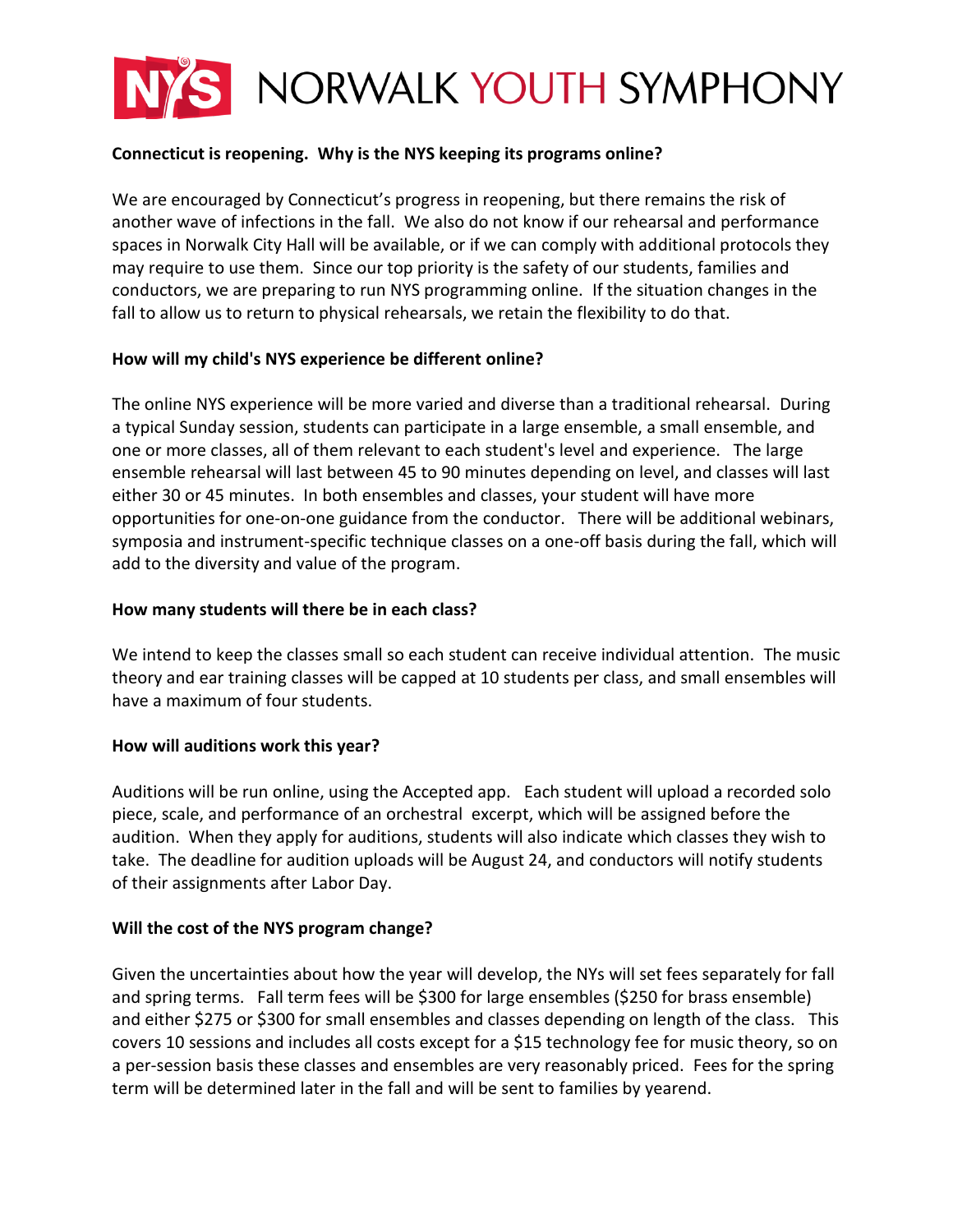# NORWALK YOUTH SYMPHONY

**Connecticut is reopening. Why is the NYS keeping its programs online?**

We are encouraged by Connecticut's progress in reopening, but there remains the risk of another wave of infections in the fall. We also do not know if our rehearsal and performance spaces in Norwalk City Hall will be available, or if we can comply with additional protocols they may require to use them. Since our top priority is the safety of our students, families and conductors, we are preparing to run NYS programming online. If the situation changes in the fall to allow us to return to physical rehearsals, we retain the flexibility to do that.

**How will my child's NYS experience be different online?**

The online NYS experience will be more varied and diverse than a traditional rehearsal. During a typical Sunday session, students can participate in a large ensemble, a small ensemble, and one or more classes, all of them relevant to each student's level and experience. The large ensemble rehearsal will last between 45 to 90 minutes depending on level, and classes will last either 30 or 45 minutes. In both ensembles and classes, your student will have more opportunities for one-on-one guidance from the conductor. There will be additional webinars, symposia and instrument-specific technique classes on a one-off basis during the fall, which will add to the diversity and value of the program.

**How many students will there be in each class?**

We intend to keep the classes small so each student can receive individual attention. The music theory and ear training classes will be capped at 10 students per class, and small ensembles will have a maximum of four students.

**How will auditions work this year?**

Auditions will be run online, using the Accepted app. Each student will upload a recorded solo piece, scale, and performance of an orchestral excerpt, which will be assigned before the audition. When they apply for auditions, students will also indicate which classes they wish to take. The deadline for audition uploads will be August 24, and conductors will notify students of their assignments after Labor Day.

**Will the cost of the NYS program change?**

Given the uncertainties about how the year will develop, the NYs will set fees separately for fall and spring terms. Fall term fees will be $300 for large ensembles ($250 for brass ensemble) and either $275 or $300 for small ensembles and classes depending on length of the class. This covers 10 sessions and includes all costs except for a $15 technology fee for music theory, so on a per-session basis these classes and ensembles are very reasonably priced. Fees for the spring term will be determined later in the fall and will be sent to families by yearend.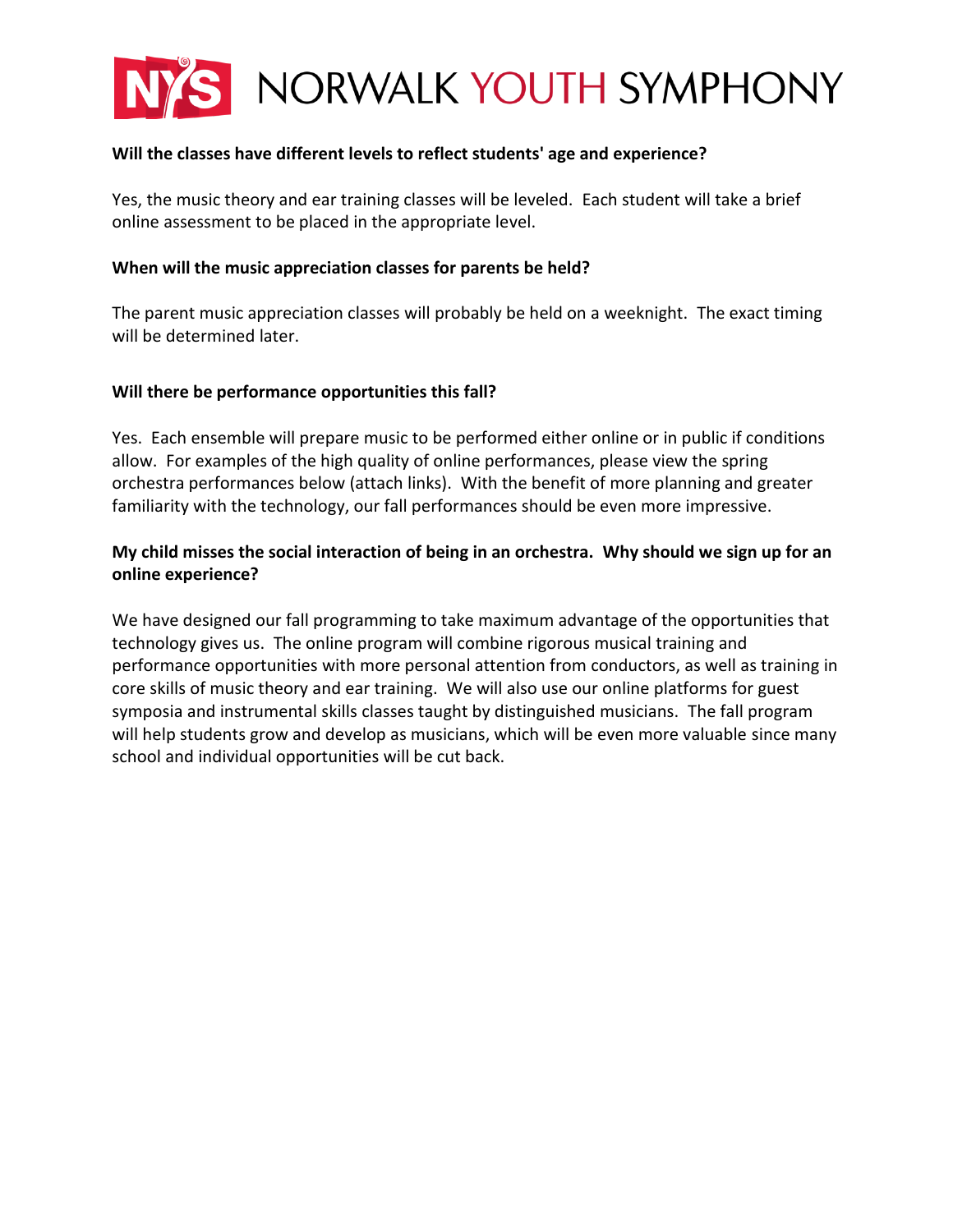**Will the classes have different levels to reflect students' age and experience?**

Yes, the music theory and ear training classes will be leveled. Each student will take a brief online assessment to be placed in the appropriate level.

**When will the music appreciation classes for parents be held?**

The parent music appreciation classes will probably be held on a weeknight. The exact timing will be determined later.

**Will there be performance opportunities this fall?**

Yes. Each ensemble will prepare music to be performed either online or in public if conditions allow. For examples of the high quality of online performances, please view the spring orchestra performances below (attach links). With the benefit of more planning and greater familiarity with the technology, our fall performances should be even more impressive.

**My child misses the social interaction of being in an orchestra. Why should we sign up for an online experience?**

We have designed our fall programming to take maximum advantage of the opportunities that technology gives us. The online program will combine rigorous musical training and performance opportunities with more personal attention from conductors, as well as training in core skills of music theory and ear training. We will also use our online platforms for guest symposia and instrumental skills classes taught by distinguished musicians. The fall program will help students grow and develop as musicians, which will be even more valuable since many school and individual opportunities will be cut back.